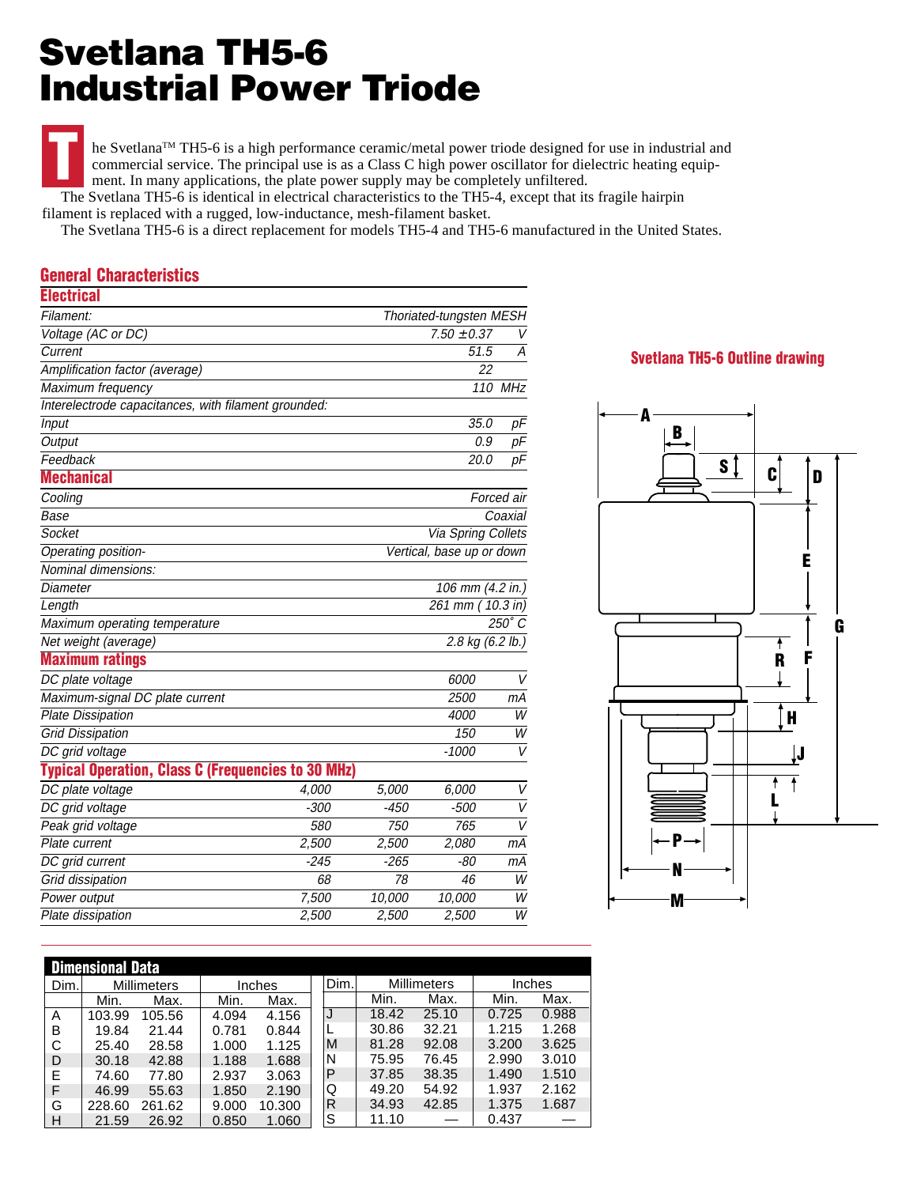# Svetlana TH5-6 Industrial Power Triode

The Svetlana™ TH5-6 is a high performance ceramic/metal power triode designed for use in industrial and commercial service. The principal use is as a Class C high power oscillator for dielectric heating equipment. In many applications, the plate power supply may be completely unfiltered.

The Svetlana TH5-6 is identical in electrical characteristics to the TH5-4, except that its fragile hairpin filament is replaced with a rugged, low-inductance, mesh-filament basket.

The Svetlana TH5-6 is a direct replacement for models TH5-4 and TH5-6 manufactured in the United States.

## General Characteristics

### Electrical

| | | |
|---|---|---|
| *Filament:* | *Thoriated-tungsten MESH* | |
| *Voltage (AC or DC)* | *7.50 ±0.37* | *V* |
| *Current* | *51.5* | *A* |
| *Amplification factor (average)* | *22* | |
| *Maximum frequency* | *110* | *MHz* |
| *Interelectrode capacitances, with filament grounded:* | | |
| *Input* | *35.0* | *pF* |
| *Output* | *0.9* | *pF* |
| *Feedback* | *20.0* | *pF* |

### Mechanical

| | |
|---|---|
| *Cooling* | *Forced air* |
| *Base* | *Coaxial* |
| *Socket* | *Via Spring Collets* |
| *Operating position-* | *Vertical, base up or down* |
| *Nominal dimensions:* | |
| *Diameter* | *106 mm (4.2 in.)* |
| *Length* | *261 mm ( 10.3 in)* |
| *Maximum operating temperature* | *250˚ C* |
| *Net weight (average)* | *2.8 kg (6.2 lb.)* |

### Maximum ratings

| | | |
|---|---|---|
| *DC plate voltage* | *6000* | *V* |
| *Maximum-signal DC plate current* | *2500* | *mA* |
| *Plate Dissipation* | *4000* | *W* |
| *Grid Dissipation* | *150* | *W* |
| *DC grid voltage* | *-1000* | *V* |

### Typical Operation, Class C (Frequencies to 30 MHz)

| | | | | |
|---|---|---|---|---|
| *DC plate voltage* | *4,000* | *5,000* | *6,000* | *V* |
| *DC grid voltage* | *-300* | *-450* | *-500* | *V* |
| *Peak grid voltage* | *580* | *750* | *765* | *V* |
| *Plate current* | *2,500* | *2,500* | *2,080* | *mA* |
| *DC grid current* | *-245* | *-265* | *-80* | *mA* |
| *Grid dissipation* | *68* | *78* | *46* | *W* |
| *Power output* | *7,500* | *10,000* | *10,000* | *W* |
| *Plate dissipation* | *2,500* | *2,500* | *2,500* | *W* |

**Svetlana TH5-6 Outline drawing**

## Dimensional Data

| Dim. | Millimeters | | Inches | |
|---|---|---|---|---|
| | Min. | Max. | Min. | Max. |
| A | 103.99 | 105.56 | 4.094 | 4.156 |
| B | 19.84 | 21.44 | 0.781 | 0.844 |
| C | 25.40 | 28.58 | 1.000 | 1.125 |
| D | 30.18 | 42.88 | 1.188 | 1.688 |
| E | 74.60 | 77.80 | 2.937 | 3.063 |
| F | 46.99 | 55.63 | 1.850 | 2.190 |
| G | 228.60 | 261.62 | 9.000 | 10.300 |
| H | 21.59 | 26.92 | 0.850 | 1.060 |
| J | 18.42 | 25.10 | 0.725 | 0.988 |
| L | 30.86 | 32.21 | 1.215 | 1.268 |
| M | 81.28 | 92.08 | 3.200 | 3.625 |
| N | 75.95 | 76.45 | 2.990 | 3.010 |
| P | 37.85 | 38.35 | 1.490 | 1.510 |
| Q | 49.20 | 54.92 | 1.937 | 2.162 |
| R | 34.93 | 42.85 | 1.375 | 1.687 |
| S | 11.10 | — | 0.437 | — |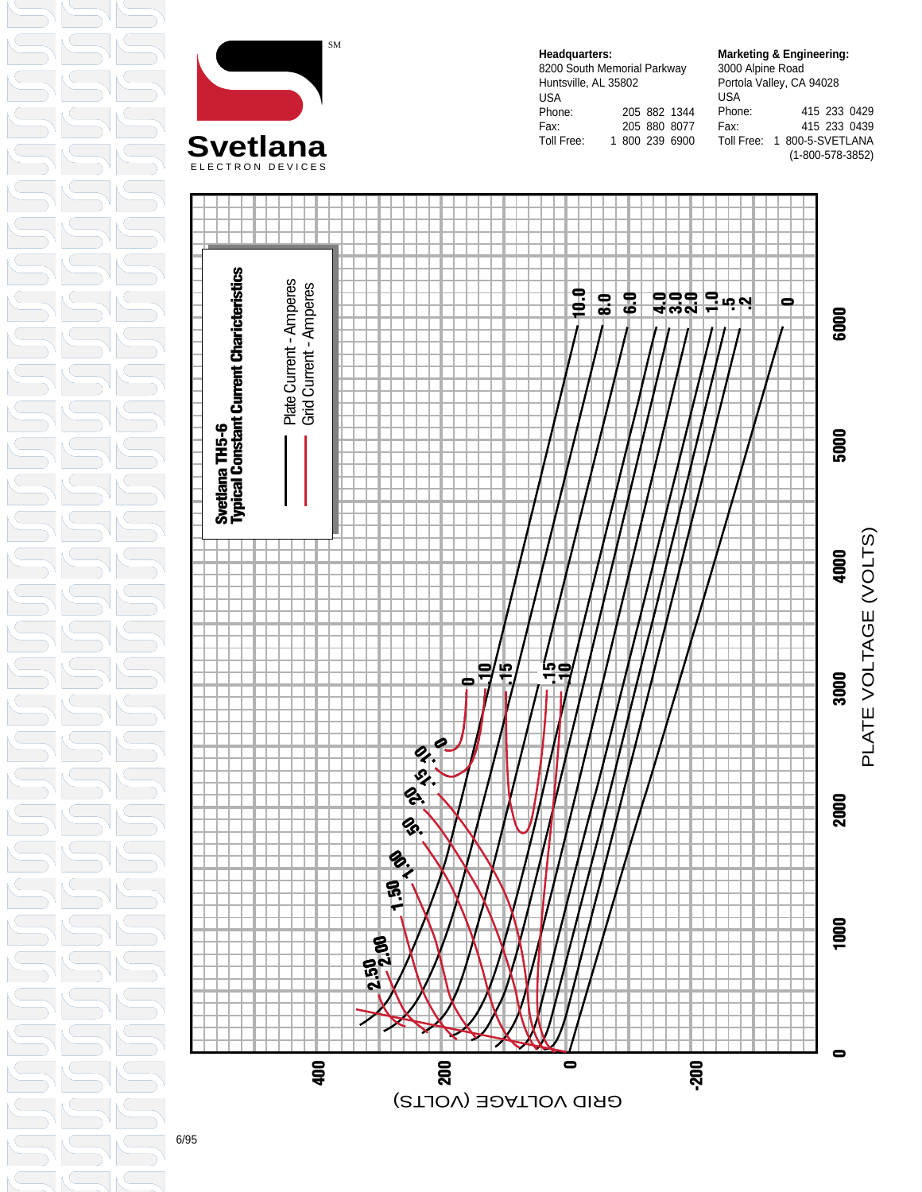Svetlana

ELECTRON DEVICES

**Headquarters:**
8200 South Memorial Parkway
Huntsville, AL 35802
USA
Phone: 205 882 1344
Fax: 205 880 8077
Toll Free: 1 800 239 6900

**Marketing & Engineering:**
3000 Alpine Road
Portola Valley, CA 94028
USA
Phone: 415 233 0429
Fax: 415 233 0439
Toll Free: 1 800-5-SVETLANA
(1-800-578-3852)

**Svetlana TH5-6**
**Typical Constant Current Charicteristics**

Plate Current - Amperes
Grid Current - Amperes

10.0
8.0
6.0
4.0
3.0
2.0
1.0
.5
.2
0

0
.10
.15
.15
.10

0
.10
.15
.20
.50
1.00
1.50
2.00
2.50

PLATE VOLTAGE (VOLTS)

0
1000
2000
3000
4000
5000
6000

GRID VOLTAGE (VOLTS)

400
200
0
-200

6/95